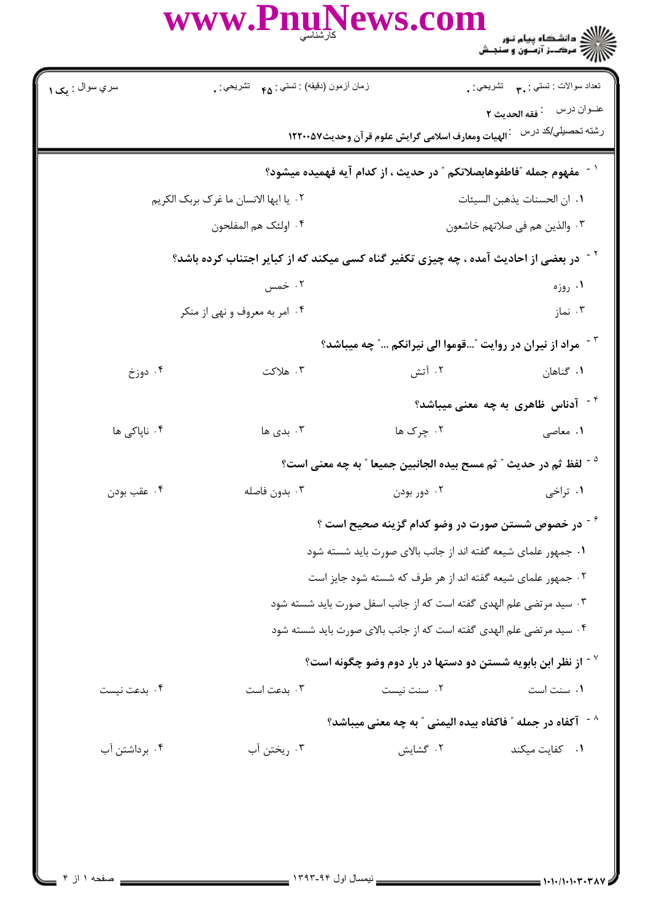www.PnuNews.com

کارشناسی

دانشگاه پیام نور
مرکز آزمون و سنجش

| سري سوال : یک ۱ | زمان آزمون (دقیقه) : تستی : ۴۵ تشریحی : ۰ | تعداد سوالات : تستی : ۳۰ تشریحی : ۰ |
|---|---|---|

عنوان درس : فقه الحدیث ۲

رشته تحصیلي/کد درس : الهیات ومعارف اسلامی گرایش علوم قرآن وحدیث۱۲۲۰۰۵۷

۱- مفهوم جمله "فاطفوهابصلاتکم " در حدیث ، از کدام آیه فهمیده میشود؟

۱. ان الحسنات یذهبن السیئات
۲. یا ایها الانسان ما غرک بربک الکریم
۳. والذین هم فی صلاتهم خاشعون
۴. اولئک هم المفلحون

۲- در بعضی از احادیث آمده ، چه چیزی تکفیر گناه کسی میکند که از کبایر اجتناب کرده باشد؟

۱. روزه
۲. خمس
۳. نماز
۴. امر به معروف و نهی از منکر

۳- مراد از نیران در روایت "...قوموا الی نیرانکم ..." چه میباشد؟

۱. گناهان
۲. آتش
۳. هلاکت
۴. دوزخ

۴- آدناس ظاهری به چه معنی میباشد؟

۱. معاصی
۲. چرک ها
۳. بدی ها
۴. ناپاکی ها

۵- لفظ ثم در حدیث " ثم مسح بیده الجانبین جمیعا " به چه معنی است؟

۱. تراخی
۲. دور بودن
۳. بدون فاصله
۴. عقب بودن

۶- در خصوص شستن صورت در وضو کدام گزینه صحیح است ؟

۱. جمهور علمای شیعه گفته اند از جانب بالای صورت باید شسته شود
۲. جمهور علمای شیعه گفته اند از هر طرف که شسته شود جایز است
۳. سید مرتضی علم الهدی گفته است که از جانب اسفل صورت باید شسته شود
۴. سید مرتضی علم الهدی گفته است که از جانب بالای صورت باید شسته شود

۷- از نظر ابن بابویه شستن دو دستها در بار دوم وضو چگونه است؟

۱. سنت است
۲. سنت نیست
۳. بدعت است
۴. بدعت نیست

۸- آکفاه در جمله " فاکفاه بیده الیمنی " به چه معنی میباشد؟

۱. کفایت میکند
۲. گشایش
۳. ریختن آب
۴. برداشتن آب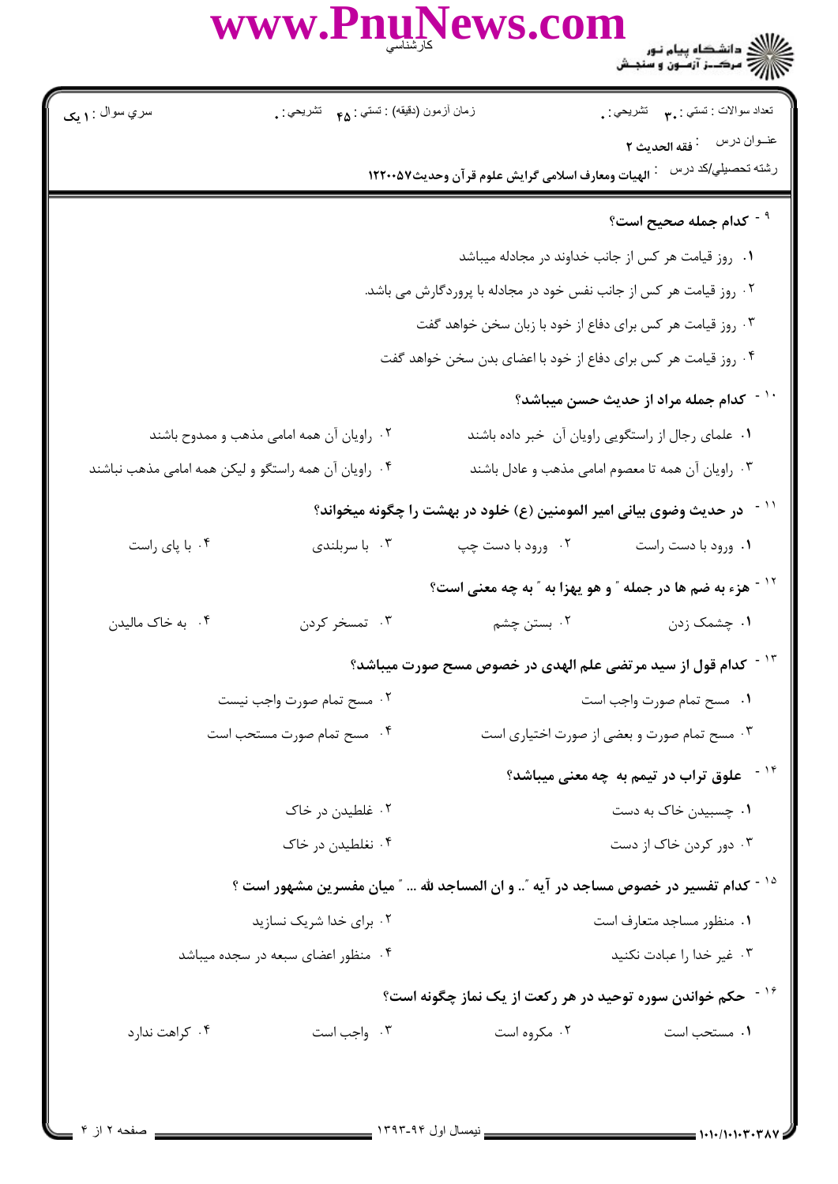سري سوال : ۱ یک

زمان آزمون (دقيقه) : تستي : ۴۵ تشريحي : ۰

تعداد سوالات : تستي : ۳۰ تشريحي : ۰

عنـوان درس : فقه الحديث ۲

رشته تحصيلي/كد درس : الهيات ومعارف اسلامی گرايش علوم قرآن وحديث۱۲۲۰۰۵۷

۹- کدام جمله صحیح است؟

۱. روز قیامت هر کس از جانب خداوند در مجادله میباشد

۲. روز قیامت هر کس از جانب نفس خود در مجادله با پروردگارش می باشد.

۳. روز قیامت هر کس برای دفاع از خود با زبان سخن خواهد گفت

۴. روز قیامت هر کس برای دفاع از خود با اعضای بدن سخن خواهد گفت

۱۰- کدام جمله مراد از حدیث حسن میباشد؟

۱. علمای رجال از راستگویی راویان آن خبر داده باشند

۲. راویان آن همه امامی مذهب و ممدوح باشند

۳. راویان آن همه تا معصوم امامی مذهب و عادل باشند

۴. راویان آن همه راستگو و لیکن همه امامی مذهب نباشند

۱۱- در حدیث وضوی بیانی امیر المومنین (ع) خلود در بهشت را چگونه میخواند؟

۱. ورود با دست راست

۲. ورود با دست چپ

۳. با سربلندی

۴. با پای راست

۱۲- هزء به ضم ها در جمله " و هو یهزا به " به چه معنی است؟

۱. چشمک زدن

۲. بستن چشم

۳. تمسخر کردن

۴. به خاک مالیدن

۱۳- کدام قول از سید مرتضی علم الهدی در خصوص مسح صورت میباشد؟

۱. مسح تمام صورت واجب است

۲. مسح تمام صورت واجب نیست

۳. مسح تمام صورت و بعضی از صورت اختیاری است

۴. مسح تمام صورت مستحب است

۱۴- علوق تراب در تیمم به چه معنی میباشد؟

۱. چسبیدن خاک به دست

۲. غلطیدن در خاک

۳. دور کردن خاک از دست

۴. نغلطیدن در خاک

۱۵- کدام تفسیر در خصوص مساجد در آیه ".. و ان المساجد لله ... " میان مفسرین مشهور است ؟

۱. منظور مساجد متعارف است

۲. برای خدا شریک نسازید

۳. غیر خدا را عبادت نکنید

۴. منظور اعضای سبعه در سجده میباشد

۱۶- حکم خواندن سوره توحید در هر رکعت از یک نماز چگونه است؟

۱. مستحب است

۲. مکروه است

۳. واجب است

۴. کراهت ندارد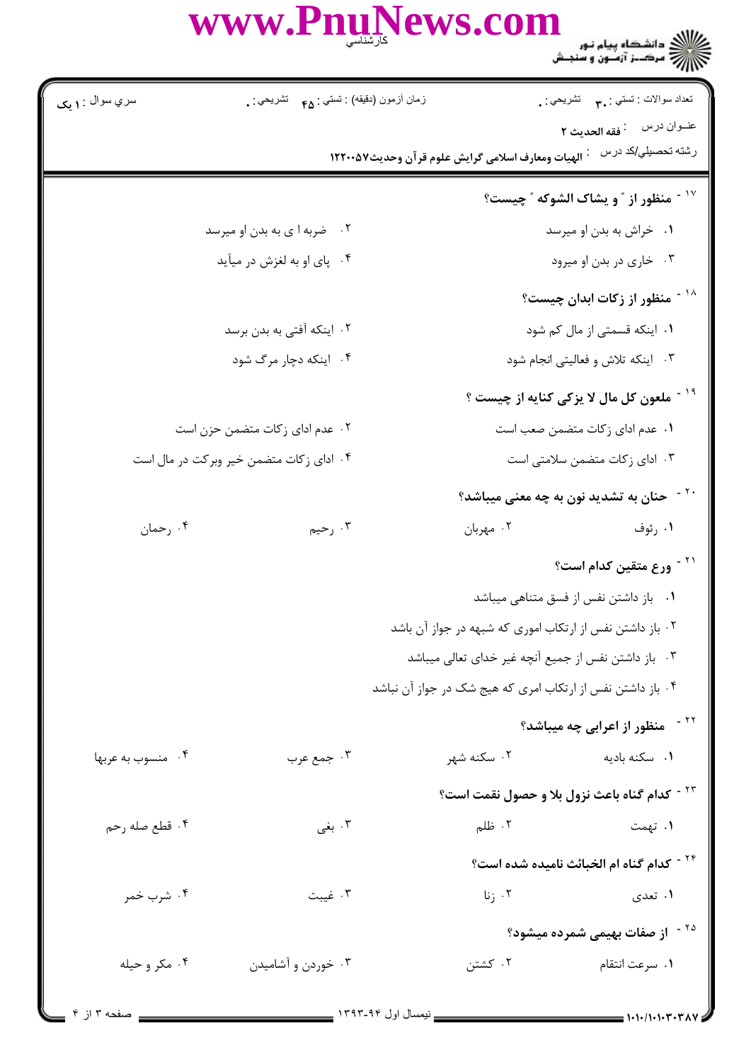سري سوال : ۱ یک

زمان آزمون (دقیقه) : تستي : ۴۵ تشريحي : ۰

تعداد سوالات : تستي : ۳۰ تشريحي : ۰

عنوان درس : فقه الحدیث ۲

رشته تحصيلي/کد درس : الهیات ومعارف اسلامی گرایش علوم قرآن وحدیث۱۲۲۰۰۵۷

۱۷ - منظور از " و یشاک الشوکه " چیست؟

۱. خراش به بدن او میرسد

۲. ضربه ا ی به بدن او میرسد

۳. خاری در بدن او میرود

۴. پای او به لغزش در میآید

۱۸ - منظور از زکات ابدان چیست؟

۱. اینکه قسمتی از مال کم شود

۲. اینکه آفتی به بدن برسد

۳. اینکه تلاش و فعالیتی انجام شود

۴. اینکه دچار مرگ شود

۱۹ - ملعون کل مال لا یزکی کنایه از چیست ؟

۱. عدم ادای زکات متضمن صعب است

۲. عدم ادای زکات متضمن حزن است

۳. ادای زکات متضمن سلامتی است

۴. ادای زکات متضمن خیر وبرکت در مال است

۲۰ - حنان به تشدید نون به چه معنی میباشد؟

۱. رئوف

۲. مهربان

۳. رحیم

۴. رحمان

۲۱ - ورع متقین کدام است؟

۱. باز داشتن نفس از فسق متناهی میباشد

۲. باز داشتن نفس از ارتکاب اموری که شبهه در جواز آن باشد

۳. باز داشتن نفس از جمیع آنچه غیر خدای تعالی میباشد

۴. باز داشتن نفس از ارتکاب امری که هیچ شک در جواز آن نباشد

۲۲ - منظور از اعرابی چه میباشد؟

۱. سکنه بادیه

۲. سکنه شهر

۳. جمع عرب

۴. منسوب به عربها

۲۳ - کدام گناه باعث نزول بلا و حصول نقمت است؟

۱. تهمت

۲. ظلم

۳. بغی

۴. قطع صله رحم

۲۴ - کدام گناه ام الخبائث نامیده شده است؟

۱. تعدی

۲. زنا

۳. غیبت

۴. شرب خمر

۲۵ - از صفات بهیمی شمرده میشود؟

۱. سرعت انتقام

۲. کشتن

۳. خوردن و آشامیدن

۴. مکر و حیله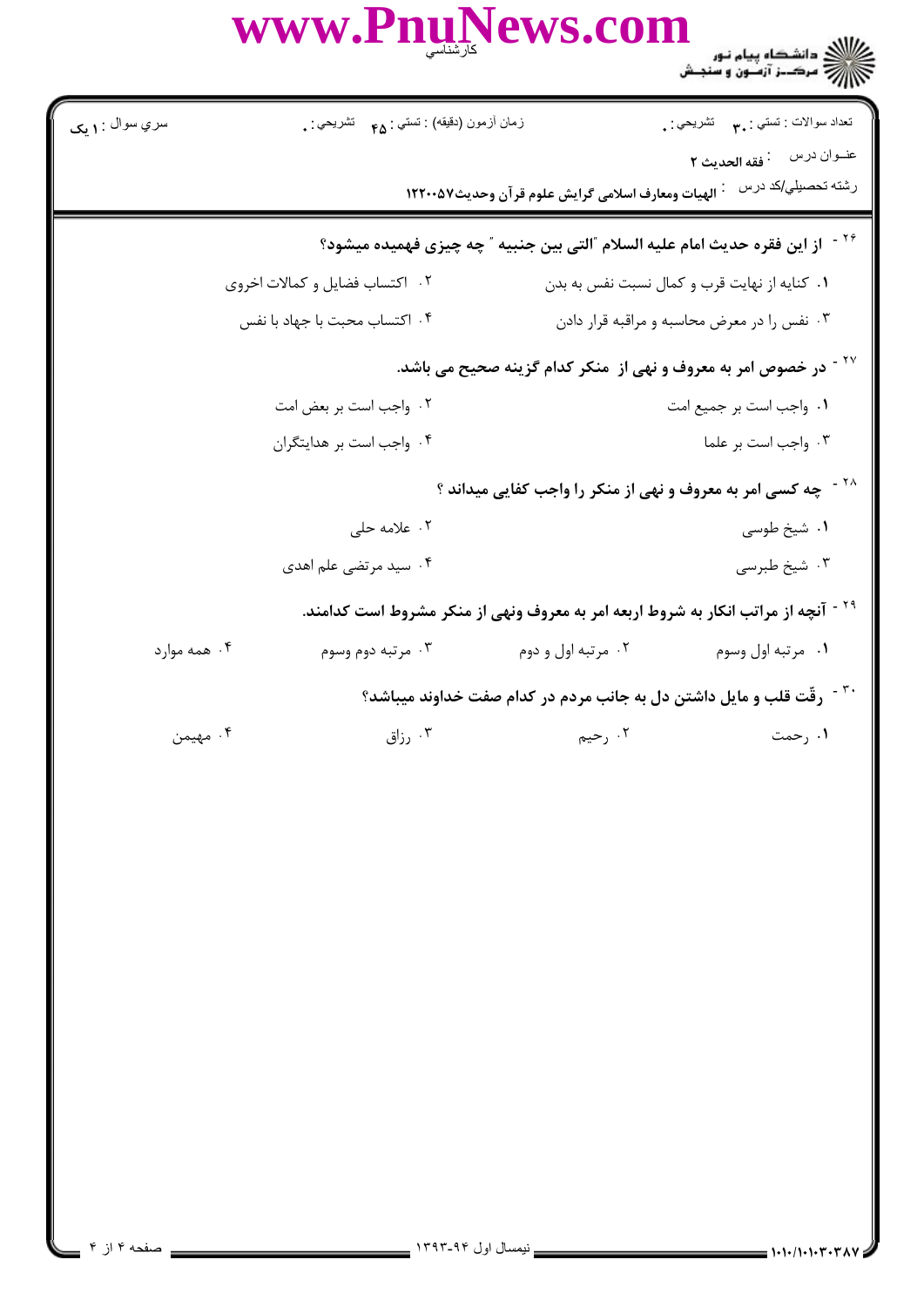سري سوال : ۱ يک | زمان آزمون (دقیقه) : تستي : ۴۵ تشريحي : ۰ | تعداد سوالات : تستي : ۳۰ تشريحي : ۰

عنـوان درس : فقه الحدیث ۲

رشته تحصيلي/کد درس : الهیات ومعارف اسلامی گرایش علوم قرآن وحدیث۱۲۲۰۰۵۷

۲۶ - از این فقره حدیث امام علیه السلام "التی بین جنبیه " چه چیزی فهمیده میشود؟

۱. کنایه از نهایت قرب و کمال نسبت نفس به بدن

۲. اکتساب فضایل و کمالات اخروی

۳. نفس را در معرض محاسبه و مراقبه قرار دادن

۴. اکتساب محبت با جهاد با نفس

۲۷ - در خصوص امر به معروف و نهی از منکر کدام گزینه صحیح می باشد.

۱. واجب است بر جمیع امت

۲. واجب است بر بعض امت

۳. واجب است بر علما

۴. واجب است بر هدایتگران

۲۸ - چه کسی امر به معروف و نهی از منکر را واجب کفایی میداند ؟

۱. شیخ طوسی

۲. علامه حلی

۳. شیخ طبرسی

۴. سید مرتضی علم اهدی

۲۹ - آنچه از مراتب انکار به شروط اربعه امر به معروف ونهی از منکر مشروط است کدامند.

۱. مرتبه اول وسوم

۲. مرتبه اول و دوم

۳. مرتبه دوم وسوم

۴. همه موارد

۳۰ - رقّت قلب و مایل داشتن دل به جانب مردم در کدام صفت خداوند میباشد؟

۱. رحمت

۲. رحیم

۳. رزاق

۴. مهیمن